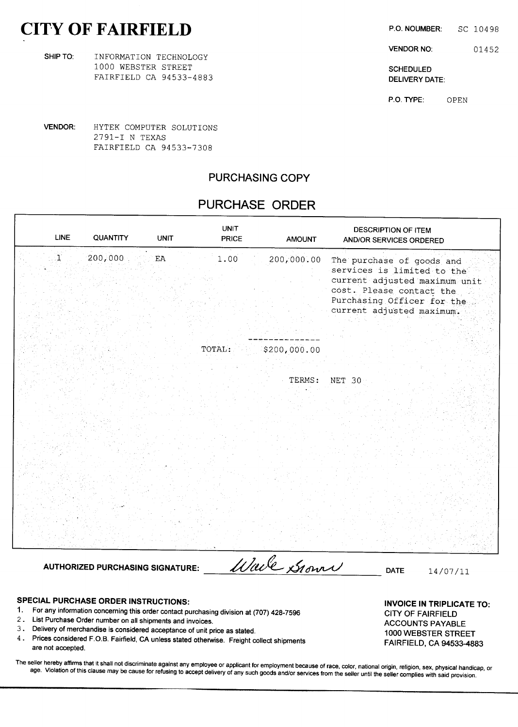# CITY OF FAIRFIELD

**P.O. NOUMBER:** SC 10498

**VENDOR NO:** 01452

**SCHEDULED DELIVERY DATE:**

**P.O. TYPE:** OPEN

**SHIP TO:** INFORMATION TECHNOLOGY
1000 WEBSTER STREET
FAIRFIELD CA 94533-4883

**VENDOR:** HYTEK COMPUTER SOLUTIONS
2791-I N TEXAS
FAIRFIELD CA 94533-7308

## PURCHASING COPY

## PURCHASE ORDER

| LINE | QUANTITY | UNIT | UNIT PRICE | AMOUNT | DESCRIPTION OF ITEM AND/OR SERVICES ORDERED |
|---|---|---|---|---|---|
| 1 | 200,000 | EA | 1.00 | 200,000.00 | The purchase of goods and services is limited to the current adjusted maximum unit cost. Please contact the Purchasing Officer for the current adjusted maximum. |
| | | | TOTAL: | $200,000.00 | |
| | | | | TERMS: | NET 30 |

**AUTHORIZED PURCHASING SIGNATURE:** Wade Brown **DATE** 14/07/11

**SPECIAL PURCHASE ORDER INSTRUCTIONS:**

1. For any information concerning this order contact purchasing division at (707) 428-7596
2. List Purchase Order number on all shipments and invoices.
3. Delivery of merchandise is considered acceptance of unit price as stated.
4. Prices considered F.O.B. Fairfield, CA unless stated otherwise. Freight collect shipments are not accepted.

**INVOICE IN TRIPLICATE TO:**
CITY OF FAIRFIELD
ACCOUNTS PAYABLE
1000 WEBSTER STREET
FAIRFIELD, CA 94533-4883

The seller hereby affirms that it shall not discriminate against any employee or applicant for employment because of race, color, national origin, religion, sex, physical handicap, or age. Violation of this clause may be cause for refusing to accept delivery of any such goods and/or services from the seller until the seller complies with said provision.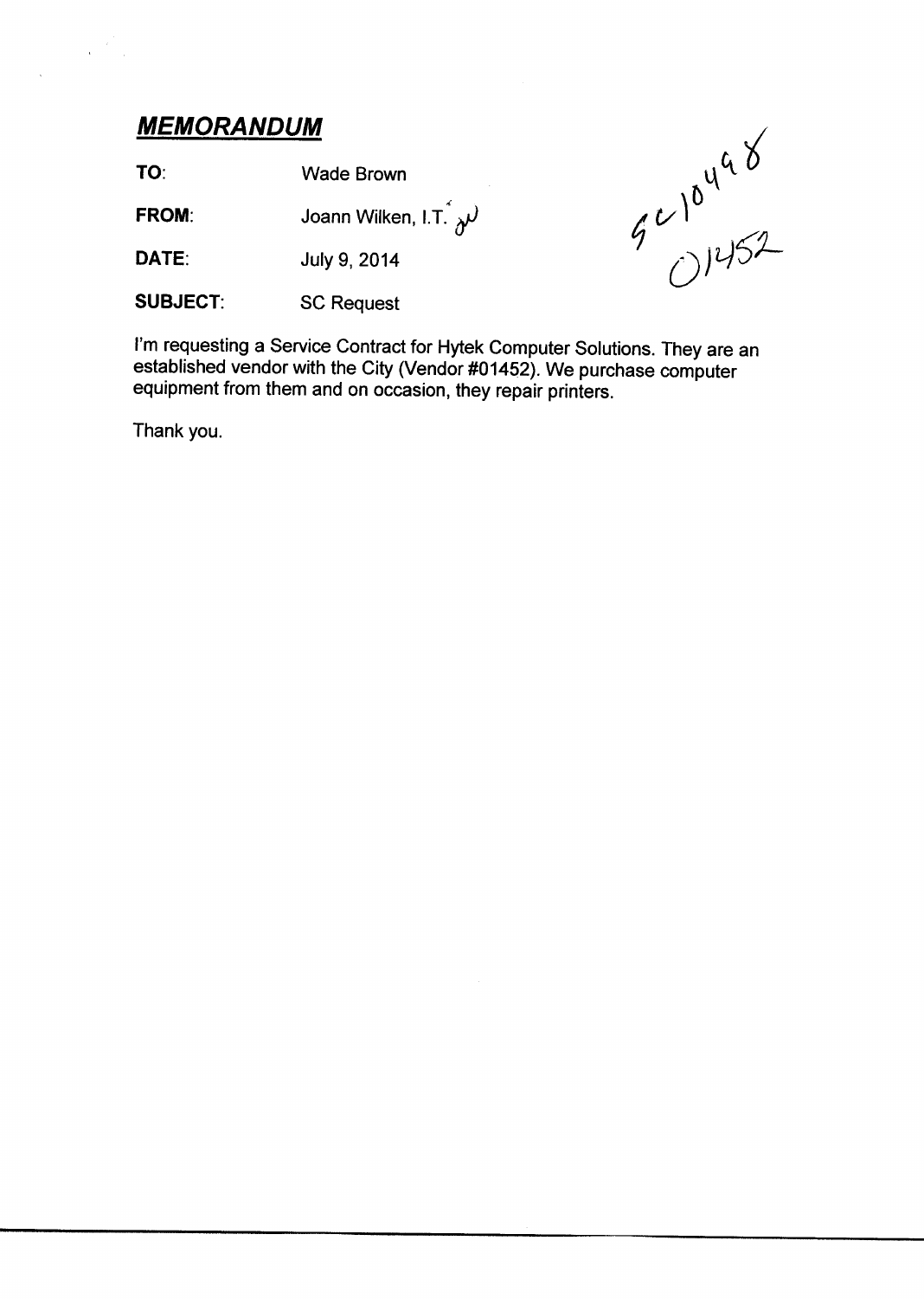## ***MEMORANDUM***

**TO**: Wade Brown

**FROM**: Joann Wilken, I.T. JW

**DATE**: July 9, 2014

**SUBJECT**: SC Request

SC10498
01452

I'm requesting a Service Contract for Hytek Computer Solutions. They are an established vendor with the City (Vendor #01452). We purchase computer equipment from them and on occasion, they repair printers.

Thank you.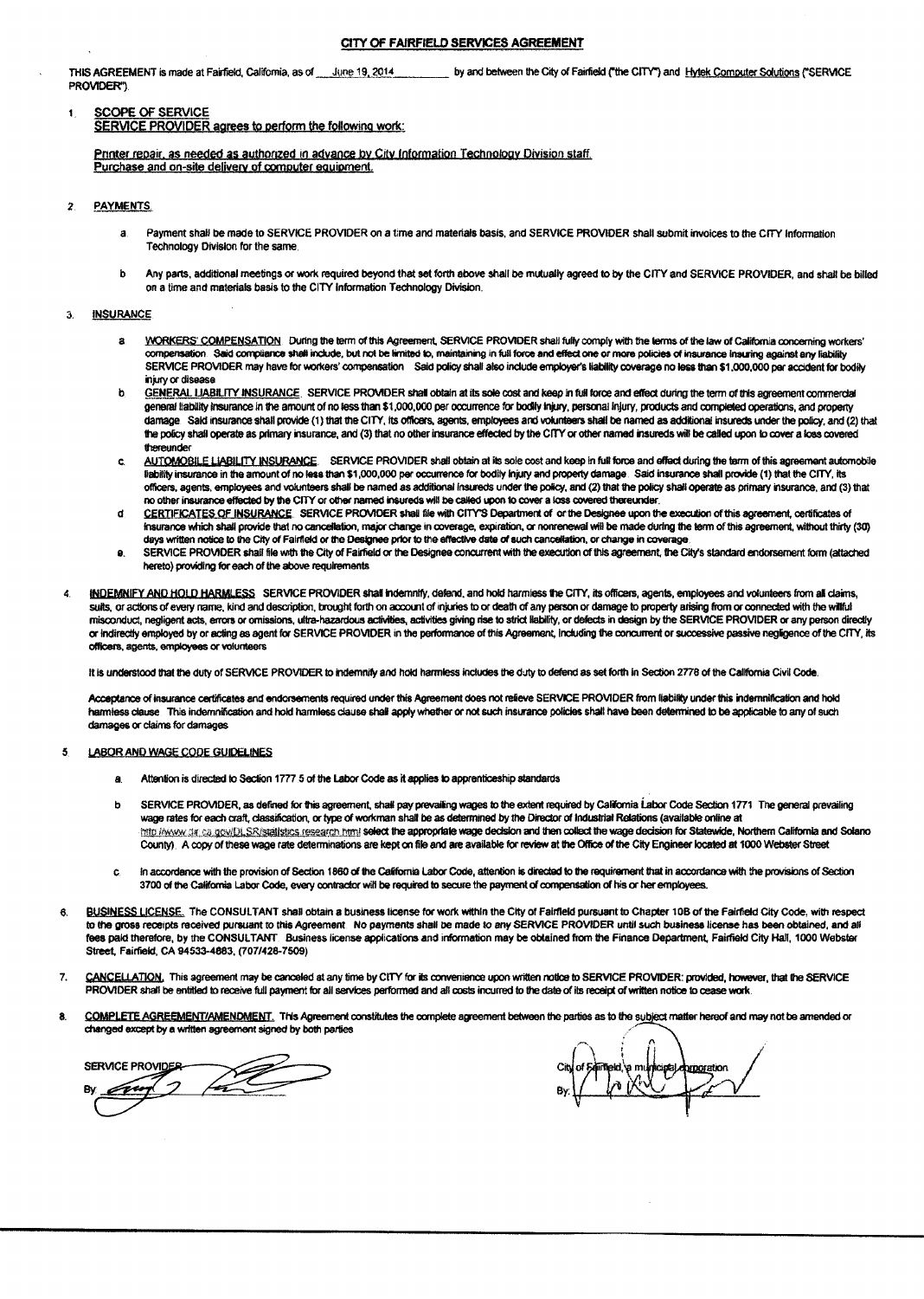# CITY OF FAIRFIELD SERVICES AGREEMENT

THIS AGREEMENT is made at Fairfield, California, as of June 19, 2014 by and between the City of Fairfield ("the CITY") and Hytek Computer Solutions ("SERVICE PROVIDER").

1. **SCOPE OF SERVICE**
   SERVICE PROVIDER agrees to perform the following work:

   Printer repair, as needed as authorized in advance by City Information Technology Division staff.
   Purchase and on-site delivery of computer equipment.

2. **PAYMENTS**

   a. Payment shall be made to SERVICE PROVIDER on a time and materials basis, and SERVICE PROVIDER shall submit invoices to the CITY Information Technology Division for the same.

   b. Any parts, additional meetings or work required beyond that set forth above shall be mutually agreed to by the CITY and SERVICE PROVIDER, and shall be billed on a time and materials basis to the CITY Information Technology Division.

3. **INSURANCE**

   a. WORKERS' COMPENSATION. During the term of this Agreement, SERVICE PROVIDER shall fully comply with the terms of the law of California concerning workers' compensation. Said compliance shall include, but not be limited to, maintaining in full force and effect one or more policies of insurance insuring against any liability SERVICE PROVIDER may have for workers' compensation. Said policy shall also include employer's liability coverage no less than $1,000,000 per accident for bodily injury or disease.

   b. GENERAL LIABILITY INSURANCE. SERVICE PROVIDER shall obtain at its sole cost and keep in full force and effect during the term of this agreement commercial general liability insurance in the amount of no less than $1,000,000 per occurrence for bodily injury, personal injury, products and completed operations, and property damage. Said insurance shall provide (1) that the CITY, its officers, agents, employees and volunteers shall be named as additional insureds under the policy, and (2) that the policy shall operate as primary insurance, and (3) that no other insurance effected by the CITY or other named insureds will be called upon to cover a loss covered thereunder.

   c. AUTOMOBILE LIABILITY INSURANCE. SERVICE PROVIDER shall obtain at its sole cost and keep in full force and effect during the term of this agreement automobile liability insurance in the amount of no less than $1,000,000 per occurrence for bodily injury and property damage. Said insurance shall provide (1) that the CITY, its officers, agents, employees and volunteers shall be named as additional insureds under the policy, and (2) that the policy shall operate as primary insurance, and (3) that no other insurance effected by the CITY or other named insureds will be called upon to cover a loss covered thereunder.

   d. CERTIFICATES OF INSURANCE. SERVICE PROVIDER shall file with CITY'S Department of or the Designee upon the execution of this agreement, certificates of insurance which shall provide that no cancellation, major change in coverage, expiration, or nonrenewal will be made during the term of this agreement, without thirty (30) days written notice to the City of Fairfield or the Designee prior to the effective date of such cancellation, or change in coverage.

   e. SERVICE PROVIDER shall file with the City of Fairfield or the Designee concurrent with the execution of this agreement, the City's standard endorsement form (attached hereto) providing for each of the above requirements.

4. **INDEMNIFY AND HOLD HARMLESS.** SERVICE PROVIDER shall indemnify, defend, and hold harmless the CITY, its officers, agents, employees and volunteers from all claims, suits, or actions of every name, kind and description, brought forth on account of injuries to or death of any person or damage to property arising from or connected with the willful misconduct, negligent acts, errors or omissions, ultra-hazardous activities, activities giving rise to strict liability, or defects in design by the SERVICE PROVIDER or any person directly or indirectly employed by or acting as agent for SERVICE PROVIDER in the performance of this Agreement, including the concurrent or successive passive negligence of the CITY, its officers, agents, employees or volunteers.

   It is understood that the duty of SERVICE PROVIDER to indemnify and hold harmless includes the duty to defend as set forth in Section 2778 of the California Civil Code.

   Acceptance of insurance certificates and endorsements required under this Agreement does not relieve SERVICE PROVIDER from liability under this indemnification and hold harmless clause. This indemnification and hold harmless clause shall apply whether or not such insurance policies shall have been determined to be applicable to any of such damages or claims for damages.

5. **LABOR AND WAGE CODE GUIDELINES**

   a. Attention is directed to Section 1777.5 of the Labor Code as it applies to apprenticeship standards.

   b. SERVICE PROVIDER, as defined for this agreement, shall pay prevailing wages to the extent required by California Labor Code Section 1771. The general prevailing wage rates for each craft, classification, or type of workman shall be as determined by the Director of Industrial Relations (available online at http://www.dir.ca.gov/DLSR/statistics_research.html select the appropriate wage decision and then collect the wage decision for Statewide, Northern California and Solano County). A copy of these wage rate determinations are kept on file and are available for review at the Office of the City Engineer located at 1000 Webster Street.

   c. In accordance with the provision of Section 1860 of the California Labor Code, attention is directed to the requirement that in accordance with the provisions of Section 3700 of the California Labor Code, every contractor will be required to secure the payment of compensation of his or her employees.

6. **BUSINESS LICENSE.** The CONSULTANT shall obtain a business license for work within the City of Fairfield pursuant to Chapter 10B of the Fairfield City Code, with respect to the gross receipts received pursuant to this Agreement. No payments shall be made to any SERVICE PROVIDER until such business license has been obtained, and all fees paid therefore, by the CONSULTANT. Business license applications and information may be obtained from the Finance Department, Fairfield City Hall, 1000 Webster Street, Fairfield, CA 94533-4883, (707/428-7509).

7. **CANCELLATION.** This agreement may be canceled at any time by CITY for its convenience upon written notice to SERVICE PROVIDER; provided, however, that the SERVICE PROVIDER shall be entitled to receive full payment for all services performed and all costs incurred to the date of its receipt of written notice to cease work.

8. **COMPLETE AGREEMENT/AMENDMENT.** This Agreement constitutes the complete agreement between the parties as to the subject matter hereof and may not be amended or changed except by a written agreement signed by both parties.

SERVICE PROVIDER
By: ______________________

City of Fairfield, a municipal corporation
By: ______________________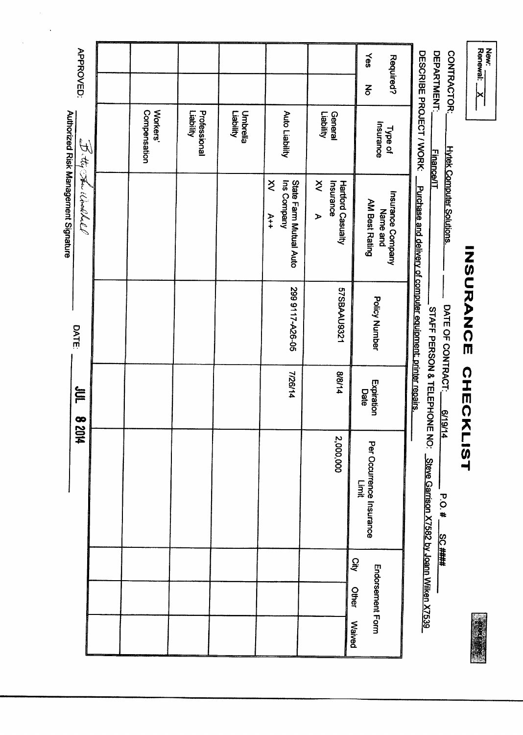New: ____
Renewal: X

# INSURANCE CHECKLIST

CONTRACTOR: Hytek Computer Solutions. DATE OF CONTRACT: 6/19/14 P.O. # SC ####

DEPARTMENT: Finance/IT STAFF PERSON & TELEPHONE NO: Steve Garrison X7582 by Joann Wilken X7539

DESCRIBE PROJECT / WORK: Purchase and delivery of computer equipment, printer repairs.

| Required? | | Type of Insurance | Insurance Company Name and AM Best Rating | Policy Number | Expiration Date | Per Occurrence Insurance Limit | Endorsement Form | | |
|---|---|---|---|---|---|---|---|---|---|
| Yes | No | | | | | | City | Other | Waived |
| | | General Liability | Hartford Casualty Insurance XV A | 57SBAAU9321 | 8/8/14 | 2,000,000 | | | |
| | | Auto Liability | State Farm Mutual Auto Ins Company XV A++ | 299 9117-A26-05 | 7/26/14 | | | | |
| | | Umbrella Liability | | | | | | | |
| | | Professional Liability | | | | | | | |
| | | Workers' Compensation | | | | | | | |
| | | | | | | | | | |

APPROVED: Betty Shuttleworth (signature) DATE: JUL 8 2014

Authorized Risk Management Signature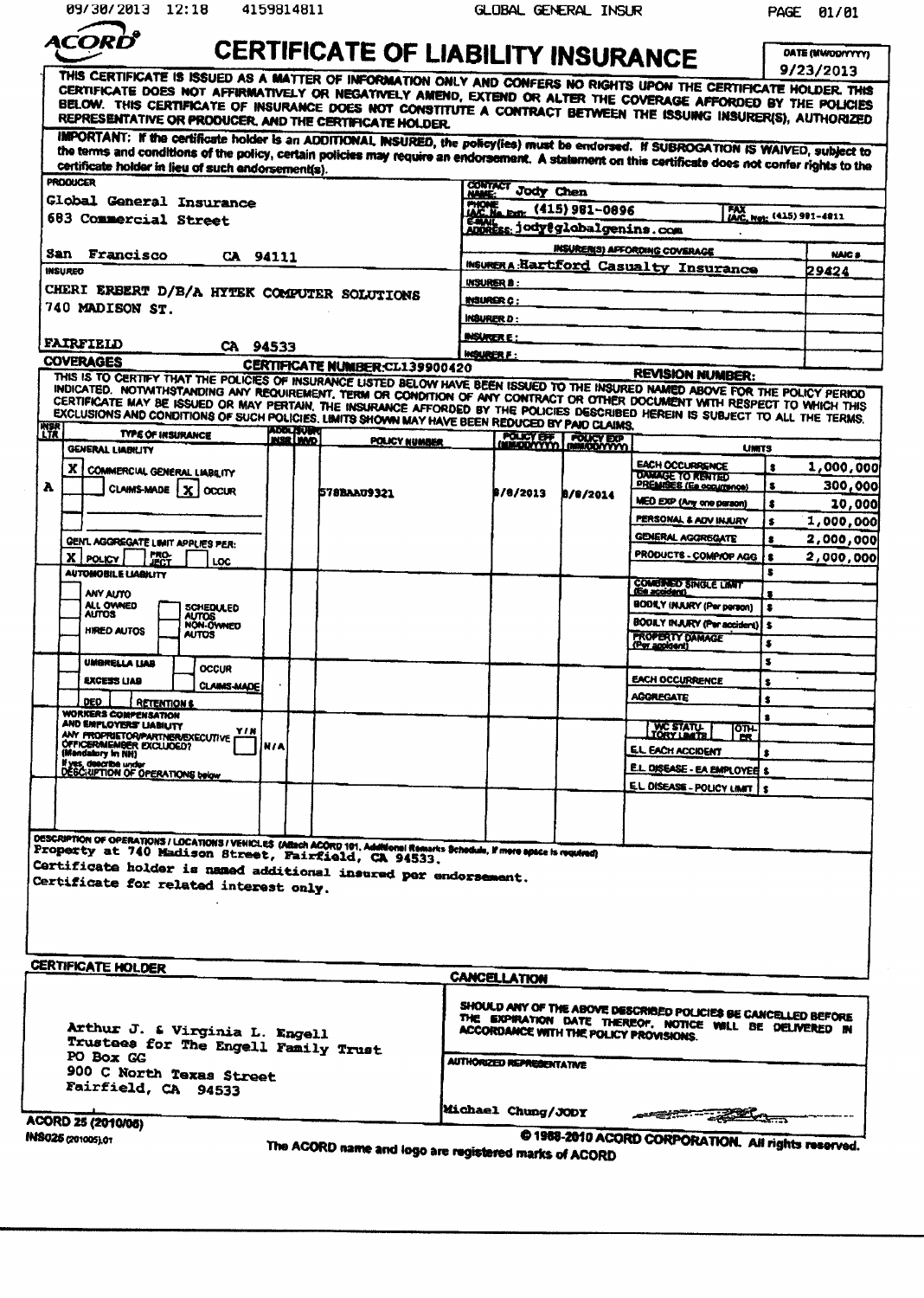# CERTIFICATE OF LIABILITY INSURANCE

**ACORD**

DATE (MM/DD/YYYY): 9/23/2013

THIS CERTIFICATE IS ISSUED AS A MATTER OF INFORMATION ONLY AND CONFERS NO RIGHTS UPON THE CERTIFICATE HOLDER. THIS CERTIFICATE DOES NOT AFFIRMATIVELY OR NEGATIVELY AMEND, EXTEND OR ALTER THE COVERAGE AFFORDED BY THE POLICIES BELOW. THIS CERTIFICATE OF INSURANCE DOES NOT CONSTITUTE A CONTRACT BETWEEN THE ISSUING INSURER(S), AUTHORIZED REPRESENTATIVE OR PRODUCER, AND THE CERTIFICATE HOLDER.

IMPORTANT: If the certificate holder is an ADDITIONAL INSURED, the policy(ies) must be endorsed. If SUBROGATION IS WAIVED, subject to the terms and conditions of the policy, certain policies may require an endorsement. A statement on this certificate does not confer rights to the certificate holder in lieu of such endorsement(s).

**PRODUCER**
Global General Insurance
683 Commercial Street
San Francisco CA 94111

CONTACT NAME: Jody Chen
PHONE (A/C, No, Ext): (415) 981-0896
FAX (A/C, No): (415) 981-4811
E-MAIL ADDRESS: jody@globalgenins.com

| INSURER(S) AFFORDING COVERAGE | NAIC # |
|---|---|
| INSURER A: Hartford Casualty Insurance | 29424 |
| INSURER B: | |
| INSURER C: | |
| INSURER D: | |
| INSURER E: | |
| INSURER F: | |

**INSURED**
CHERI ERBERT D/B/A HYTEK COMPUTER SOLUTIONS
740 MADISON ST.
FAIRFIELD CA 94533

## COVERAGES

CERTIFICATE NUMBER: CL139900420
REVISION NUMBER:

THIS IS TO CERTIFY THAT THE POLICIES OF INSURANCE LISTED BELOW HAVE BEEN ISSUED TO THE INSURED NAMED ABOVE FOR THE POLICY PERIOD INDICATED. NOTWITHSTANDING ANY REQUIREMENT, TERM OR CONDITION OF ANY CONTRACT OR OTHER DOCUMENT WITH RESPECT TO WHICH THIS CERTIFICATE MAY BE ISSUED OR MAY PERTAIN, THE INSURANCE AFFORDED BY THE POLICIES DESCRIBED HEREIN IS SUBJECT TO ALL THE TERMS, EXCLUSIONS AND CONDITIONS OF SUCH POLICIES. LIMITS SHOWN MAY HAVE BEEN REDUCED BY PAID CLAIMS.

| INSR LTR | TYPE OF INSURANCE | ADDL INSR | SUBR WVD | POLICY NUMBER | POLICY EFF (MM/DD/YYYY) | POLICY EXP (MM/DD/YYYY) | LIMITS | |
|---|---|---|---|---|---|---|---|---|
| | GENERAL LIABILITY | | | | | | EACH OCCURRENCE | $ 1,000,000 |
| A | [X] COMMERCIAL GENERAL LIABILITY; [ ] CLAIMS-MADE [X] OCCUR | | | 57SBAAU9321 | 8/8/2013 | 8/8/2014 | DAMAGE TO RENTED PREMISES (Ea occurrence) | $ 300,000 |
| | | | | | | | MED EXP (Any one person) | $ 10,000 |
| | | | | | | | PERSONAL & ADV INJURY | $ 1,000,000 |
| | GEN'L AGGREGATE LIMIT APPLIES PER: | | | | | | GENERAL AGGREGATE | $ 2,000,000 |
| | [X] POLICY [ ] PRO-JECT [ ] LOC | | | | | | PRODUCTS - COMP/OP AGG | $ 2,000,000 |
| | | | | | | | | $ |
| | AUTOMOBILE LIABILITY | | | | | | COMBINED SINGLE LIMIT (Ea accident) | $ |
| | ANY AUTO; ALL OWNED AUTOS; SCHEDULED AUTOS; HIRED AUTOS; NON-OWNED AUTOS | | | | | | BODILY INJURY (Per person) | $ |
| | | | | | | | BODILY INJURY (Per accident) | $ |
| | | | | | | | PROPERTY DAMAGE (Per accident) | $ |
| | | | | | | | | $ |
| | UMBRELLA LIAB / EXCESS LIAB; OCCUR / CLAIMS-MADE | | | | | | EACH OCCURRENCE | $ |
| | | | | | | | AGGREGATE | $ |
| | DED RETENTION $ | | | | | | | $ |
| | WORKERS COMPENSATION AND EMPLOYERS' LIABILITY Y/N; ANY PROPRIETOR/PARTNER/EXECUTIVE OFFICER/MEMBER EXCLUDED? (Mandatory in NH); If yes, describe under DESCRIPTION OF OPERATIONS below | N/A | | | | | WC STATU-TORY LIMITS / OTH-ER | |
| | | | | | | | E.L. EACH ACCIDENT | $ |
| | | | | | | | E.L. DISEASE - EA EMPLOYEE | $ |
| | | | | | | | E.L. DISEASE - POLICY LIMIT | $ |

**DESCRIPTION OF OPERATIONS / LOCATIONS / VEHICLES** (Attach ACORD 101, Additional Remarks Schedule, if more space is required)

Property at 740 Madison Street, Fairfield, CA 94533.
Certificate holder is named additional insured per endorsement.
Certificate for related interest only.

**CERTIFICATE HOLDER**

Arthur J. & Virginia L. Engell
Trustees for The Engell Family Trust
PO Box GG
900 C North Texas Street
Fairfield, CA 94533

**CANCELLATION**

SHOULD ANY OF THE ABOVE DESCRIBED POLICIES BE CANCELLED BEFORE THE EXPIRATION DATE THEREOF, NOTICE WILL BE DELIVERED IN ACCORDANCE WITH THE POLICY PROVISIONS.

AUTHORIZED REPRESENTATIVE
Michael Chung/JODY

ACORD 25 (2010/05)
INS025 (201005).01

© 1988-2010 ACORD CORPORATION. All rights reserved.
The ACORD name and logo are registered marks of ACORD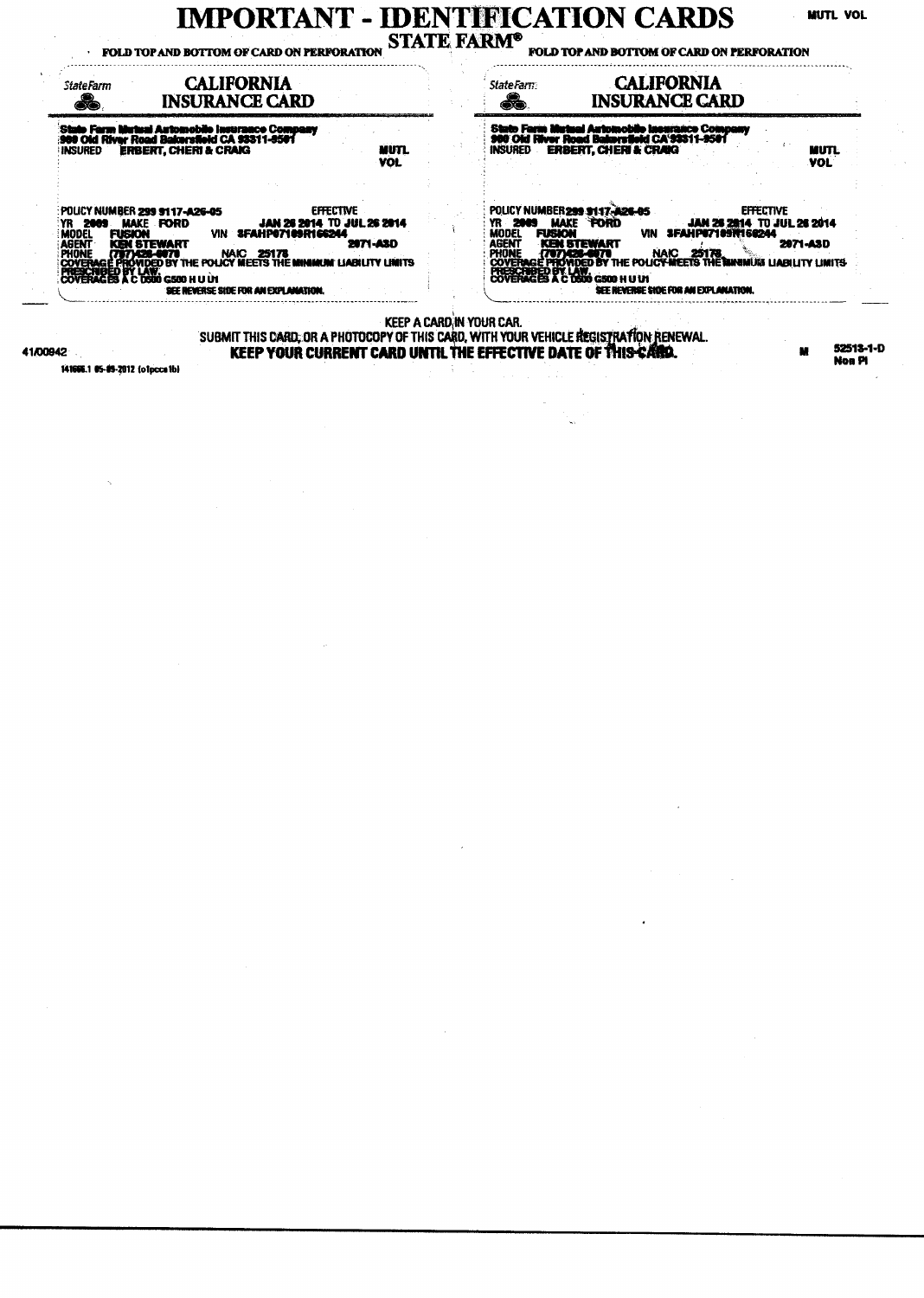# IMPORTANT - IDENTIFICATION CARDS

MUTL VOL

**STATE FARM®**

FOLD TOP AND BOTTOM OF CARD ON PERFORATION — FOLD TOP AND BOTTOM OF CARD ON PERFORATION

## CALIFORNIA INSURANCE CARD

State Farm

**State Farm Mutual Automobile Insurance Company**
**900 Old River Road Bakersfield CA 93311-9501**

INSURED **ERBERT, CHERI & CRAIG** — **MUTL VOL**

POLICY NUMBER **299 9117-A26-05** — EFFECTIVE **JAN 26 2014 TO JUL 26 2014**

YR **2009** MAKE **FORD**

MODEL **FUSION** VIN **3FAHP07109R166244**

AGENT **KEN STEWART** — **2071-A3D**

PHONE **(707)426-0070** NAIC **25178**

COVERAGE PROVIDED BY THE POLICY MEETS THE MINIMUM LIABILITY LIMITS PRESCRIBED BY LAW.

COVERAGES A C D500 G500 H U U1

SEE REVERSE SIDE FOR AN EXPLANATION.

## CALIFORNIA INSURANCE CARD

State Farm

**State Farm Mutual Automobile Insurance Company**
**900 Old River Road Bakersfield CA 93311-9501**

INSURED **ERBERT, CHERI & CRAIG** — **MUTL VOL**

POLICY NUMBER **299 9117-A26-05** — EFFECTIVE **JAN 26 2014 TO JUL 26 2014**

YR **2009** MAKE **FORD**

MODEL **FUSION** VIN **3FAHP07109R166244**

AGENT **KEN STEWART** — **2071-A3D**

PHONE **(707)426-0070** NAIC **25178**

COVERAGE PROVIDED BY THE POLICY MEETS THE MINIMUM LIABILITY LIMITS PRESCRIBED BY LAW.

COVERAGES A C D500 G500 H U U1

SEE REVERSE SIDE FOR AN EXPLANATION.

KEEP A CARD IN YOUR CAR.

SUBMIT THIS CARD, OR A PHOTOCOPY OF THIS CARD, WITH YOUR VEHICLE REGISTRATION RENEWAL.

**KEEP YOUR CURRENT CARD UNTIL THE EFFECTIVE DATE OF THIS CARD.**

41/00942

141666.1 05-09-2012 (o1pcca1b)

M

52513-1-D
Non PI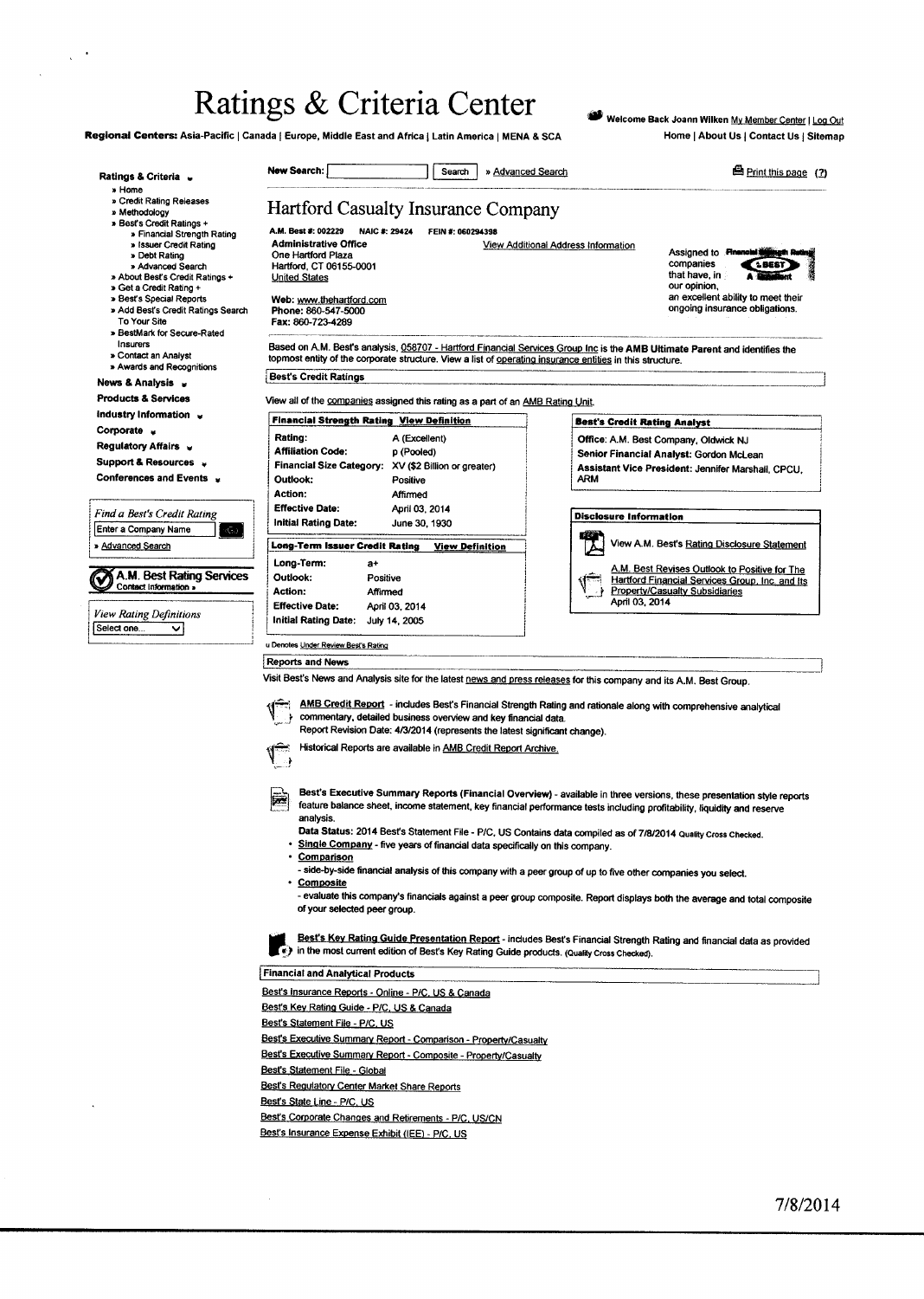# Ratings & Criteria Center

Welcome Back Joann Wilken My Member Center | Log Out

**Regional Centers:** Asia-Pacific | Canada | Europe, Middle East and Africa | Latin America | MENA & SCA

Home | About Us | Contact Us | Sitemap

**Ratings & Criteria**
- Home
- Credit Rating Releases
- Methodology
- Best's Credit Ratings +
  - Financial Strength Rating
  - Issuer Credit Rating
  - Debt Rating
  - Advanced Search
- About Best's Credit Ratings +
- Get a Credit Rating +
- Best's Special Reports
- Add Best's Credit Ratings Search To Your Site
- BestMark for Secure-Rated Insurers
- Contact an Analyst
- Awards and Recognitions

**News & Analysis**

**Products & Services**

**Industry Information**

**Corporate**

**Regulatory Affairs**

**Support & Resources**

**Conferences and Events**

*Find a Best's Credit Rating*

Enter a Company Name

» Advanced Search

**A.M. Best Rating Services** Contact Information »

*View Rating Definitions*

Select one...

**New Search:** Search » Advanced Search

Print this page (?)

## Hartford Casualty Insurance Company

**A.M. Best #:** 002229 **NAIC #:** 29424 **FEIN #:** 060294398

**Administrative Office**
One Hartford Plaza
Hartford, CT 06155-0001
United States

View Additional Address Information

**Web:** www.thehartford.com
**Phone:** 860-547-5000
**Fax:** 860-723-4289

Assigned to Financial Strength Rating companies that have, in our opinion, an excellent ability to meet their ongoing insurance obligations.

Based on A.M. Best's analysis, 058707 - Hartford Financial Services Group Inc is the AMB Ultimate Parent and identifies the topmost entity of the corporate structure. View a list of operating insurance entities in this structure.

### Best's Credit Ratings

View all of the companies assigned this rating as a part of an AMB Rating Unit.

**Financial Strength Rating** View Definition

| | |
|---|---|
| Rating: | A (Excellent) |
| Affiliation Code: | p (Pooled) |
| Financial Size Category: | XV ($2 Billion or greater) |
| Outlook: | Positive |
| Action: | Affirmed |
| Effective Date: | April 03, 2014 |
| Initial Rating Date: | June 30, 1930 |

**Long-Term Issuer Credit Rating** View Definition

| | |
|---|---|
| Long-Term: | a+ |
| Outlook: | Positive |
| Action: | Affirmed |
| Effective Date: | April 03, 2014 |
| Initial Rating Date: | July 14, 2005 |

u Denotes Under Review Best's Rating

**Best's Credit Rating Analyst**

**Office:** A.M. Best Company, Oldwick NJ
**Senior Financial Analyst:** Gordon McLean
**Assistant Vice President:** Jennifer Marshall, CPCU, ARM

**Disclosure Information**

View A.M. Best's Rating Disclosure Statement

A.M. Best Revises Outlook to Positive for The Hartford Financial Services Group, Inc. and Its Property/Casualty Subsidiaries
April 03, 2014

### Reports and News

Visit Best's News and Analysis site for the latest news and press releases for this company and its A.M. Best Group.

AMB Credit Report - includes Best's Financial Strength Rating and rationale along with comprehensive analytical commentary, detailed business overview and key financial data.
Report Revision Date: 4/3/2014 (represents the latest significant change).

Historical Reports are available in AMB Credit Report Archive.

**Best's Executive Summary Reports (Financial Overview)** - available in three versions, these presentation style reports feature balance sheet, income statement, key financial performance tests including profitability, liquidity and reserve analysis.

**Data Status:** 2014 Best's Statement File - P/C, US Contains data compiled as of 7/8/2014 Quality Cross Checked.

- **Single Company** - five years of financial data specifically on this company.
- **Comparison** - side-by-side financial analysis of this company with a peer group of up to five other companies you select.
- **Composite** - evaluate this company's financials against a peer group composite. Report displays both the average and total composite of your selected peer group.

**Best's Key Rating Guide Presentation Report** - includes Best's Financial Strength Rating and financial data as provided in the most current edition of Best's Key Rating Guide products. (Quality Cross Checked).

### Financial and Analytical Products

- Best's Insurance Reports - Online - P/C, US & Canada
- Best's Key Rating Guide - P/C, US & Canada
- Best's Statement File - P/C, US
- Best's Executive Summary Report - Comparison - Property/Casualty
- Best's Executive Summary Report - Composite - Property/Casualty
- Best's Statement File - Global
- Best's Regulatory Center Market Share Reports
- Best's State Line - P/C, US
- Best's Corporate Changes and Retirements - P/C, US/CN
- Best's Insurance Expense Exhibit (IEE) - P/C, US

7/8/2014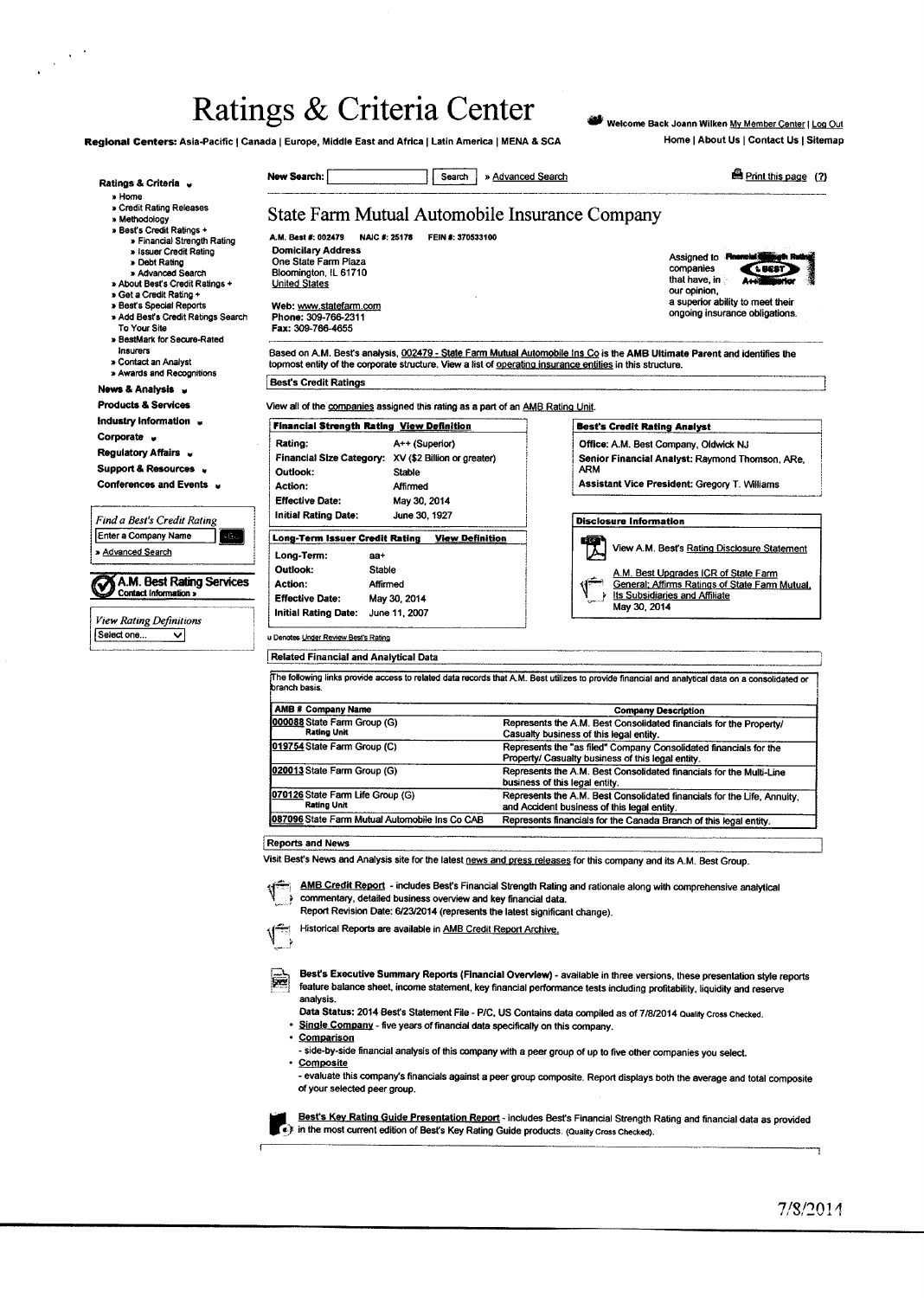# Ratings & Criteria Center

Welcome Back Joann Wilken My Member Center | Log Out

**Regional Centers:** Asia-Pacific | Canada | Europe, Middle East and Africa | Latin America | MENA & SCA

Home | About Us | Contact Us | Sitemap

**Ratings & Criteria**

- » Home
- » Credit Rating Releases
- » Methodology
- » Best's Credit Ratings +
  - » Financial Strength Rating
  - » Issuer Credit Rating
  - » Debt Rating
  - » Advanced Search
- » About Best's Credit Ratings +
- » Get a Credit Rating +
- » Best's Special Reports
- » Add Best's Credit Ratings Search To Your Site
- » BestMark for Secure-Rated Insurers
- » Contact an Analyst
- » Awards and Recognitions

**News & Analysis**

**Products & Services**

**Industry Information**

**Corporate**

**Regulatory Affairs**

**Support & Resources**

**Conferences and Events**

*Find a Best's Credit Rating*

Enter a Company Name

» Advanced Search

**A.M. Best Rating Services**
Contact Information »

*View Rating Definitions*

Select one...

New Search: Search » Advanced Search

Print this page (?)

## State Farm Mutual Automobile Insurance Company

**A.M. Best #: 002479 NAIC #: 25178 FEIN #: 370533100**

**Domicilary Address**
One State Farm Plaza
Bloomington, IL 61710
United States

Web: www.statefarm.com
Phone: 309-766-2311
Fax: 309-766-4655

Assigned to Financial Strength Rating companies that have, in our opinion, a superior ability to meet their ongoing insurance obligations. A++ Superior

Based on A.M. Best's analysis, 002479 - State Farm Mutual Automobile Ins Co is the AMB Ultimate Parent and identifies the topmost entity of the corporate structure. View a list of operating insurance entities in this structure.

### Best's Credit Ratings

View all of the companies assigned this rating as a part of an AMB Rating Unit.

| Financial Strength Rating View Definition | |
|---|---|
| Rating: | A++ (Superior) |
| Financial Size Category: | XV ($2 Billion or greater) |
| Outlook: | Stable |
| Action: | Affirmed |
| Effective Date: | May 30, 2014 |
| Initial Rating Date: | June 30, 1927 |

| Long-Term Issuer Credit Rating View Definition | |
|---|---|
| Long-Term: | aa+ |
| Outlook: | Stable |
| Action: | Affirmed |
| Effective Date: | May 30, 2014 |
| Initial Rating Date: | June 11, 2007 |

u Denotes Under Review Best's Rating

**Best's Credit Rating Analyst**

Office: A.M. Best Company, Oldwick NJ

Senior Financial Analyst: Raymond Thomson, ARe, ARM

Assistant Vice President: Gregory T. Williams

**Disclosure Information**

View A.M. Best's Rating Disclosure Statement

A.M. Best Upgrades ICR of State Farm General; Affirms Ratings of State Farm Mutual, Its Subsidiaries and Affiliate
May 30, 2014

### Related Financial and Analytical Data

The following links provide access to related data records that A.M. Best utilizes to provide financial and analytical data on a consolidated or branch basis.

| AMB # Company Name | Company Description |
|---|---|
| 000088 State Farm Group (G) **Rating Unit** | Represents the A.M. Best Consolidated financials for the Property/ Casualty business of this legal entity. |
| 019754 State Farm Group (C) | Represents the "as filed" Company Consolidated financials for the Property/ Casualty business of this legal entity. |
| 020013 State Farm Group (G) | Represents the A.M. Best Consolidated financials for the Multi-Line business of this legal entity. |
| 070126 State Farm Life Group (G) **Rating Unit** | Represents the A.M. Best Consolidated financials for the Life, Annuity, and Accident business of this legal entity. |
| 087096 State Farm Mutual Automobile Ins Co CAB | Represents financials for the Canada Branch of this legal entity. |

### Reports and News

Visit Best's News and Analysis site for the latest news and press releases for this company and its A.M. Best Group.

AMB Credit Report - includes Best's Financial Strength Rating and rationale along with comprehensive analytical commentary, detailed business overview and key financial data.
Report Revision Date: 6/23/2014 (represents the latest significant change).

Historical Reports are available in AMB Credit Report Archive.

**Best's Executive Summary Reports (Financial Overview)** - available in three versions, these presentation style reports feature balance sheet, income statement, key financial performance tests including profitability, liquidity and reserve analysis.
**Data Status:** 2014 Best's Statement File - P/C, US Contains data compiled as of 7/8/2014 Quality Cross Checked.

- **Single Company** - five years of financial data specifically on this company.
- **Comparison** - side-by-side financial analysis of this company with a peer group of up to five other companies you select.
- **Composite** - evaluate this company's financials against a peer group composite. Report displays both the average and total composite of your selected peer group.

**Best's Key Rating Guide Presentation Report** - includes Best's Financial Strength Rating and financial data as provided in the most current edition of Best's Key Rating Guide products. (Quality Cross Checked).

7/8/2014